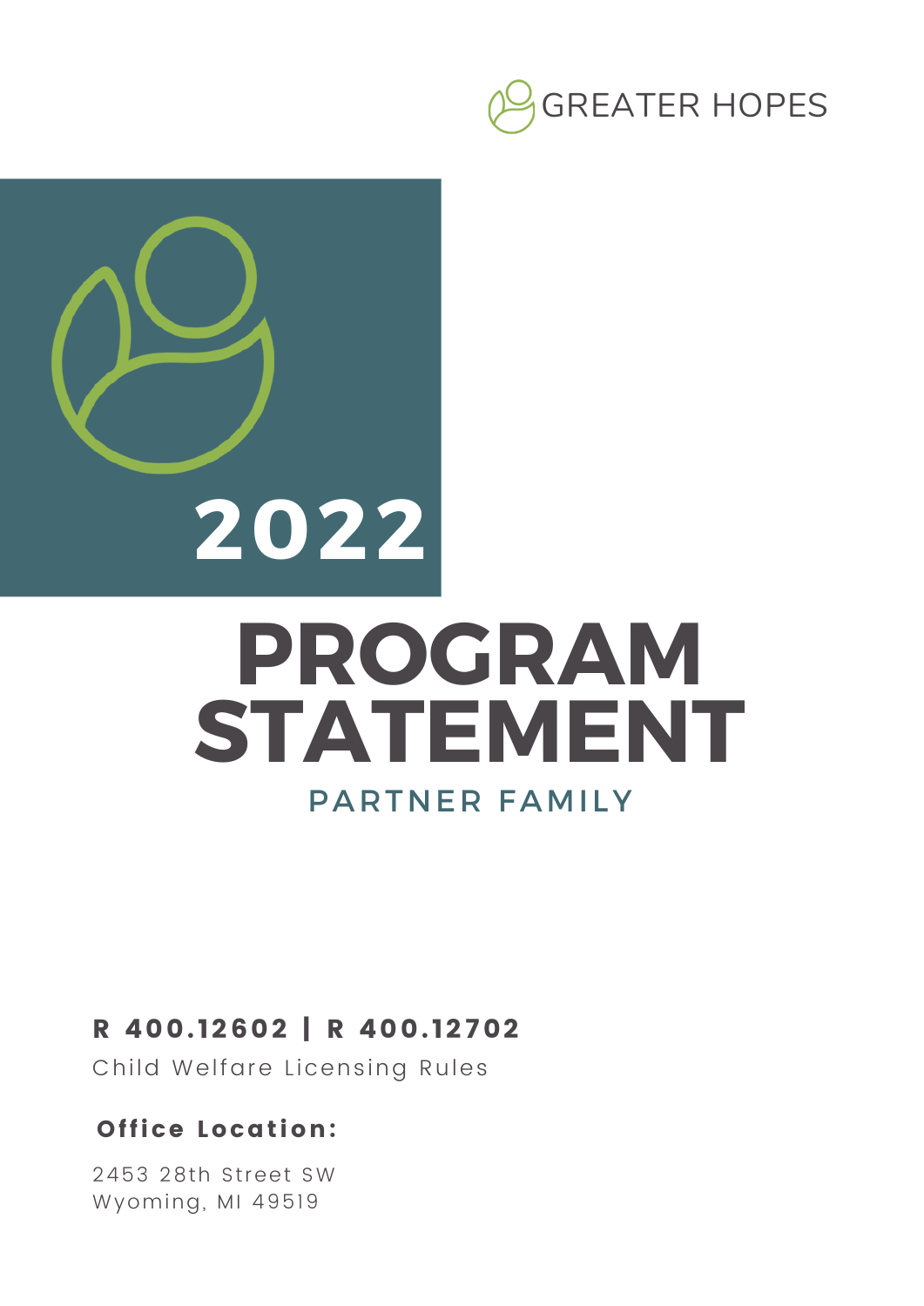GREATER HOPES

2022

# PROGRAM STATEMENT

## PARTNER FAMILY

**R 400.12602 | R 400.12702**

Child Welfare Licensing Rules

**Office Location:**

2453 28th Street SW
Wyoming, MI 49519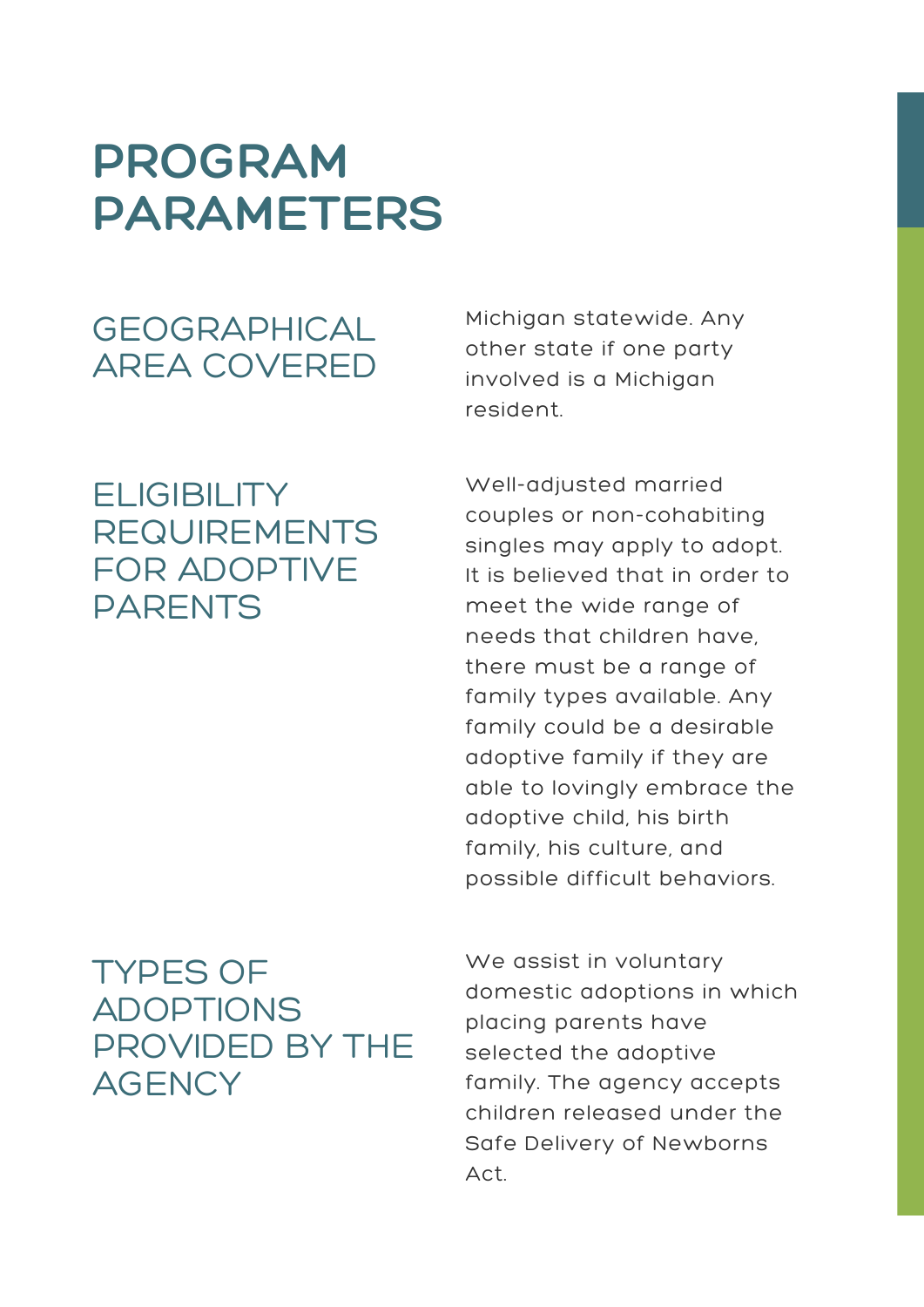# PROGRAM PARAMETERS

## GEOGRAPHICAL AREA COVERED

Michigan statewide. Any other state if one party involved is a Michigan resident.

## ELIGIBILITY REQUIREMENTS FOR ADOPTIVE PARENTS

Well-adjusted married couples or non-cohabiting singles may apply to adopt. It is believed that in order to meet the wide range of needs that children have, there must be a range of family types available. Any family could be a desirable adoptive family if they are able to lovingly embrace the adoptive child, his birth family, his culture, and possible difficult behaviors.

## TYPES OF ADOPTIONS PROVIDED BY THE AGENCY

We assist in voluntary domestic adoptions in which placing parents have selected the adoptive family. The agency accepts children released under the Safe Delivery of Newborns Act.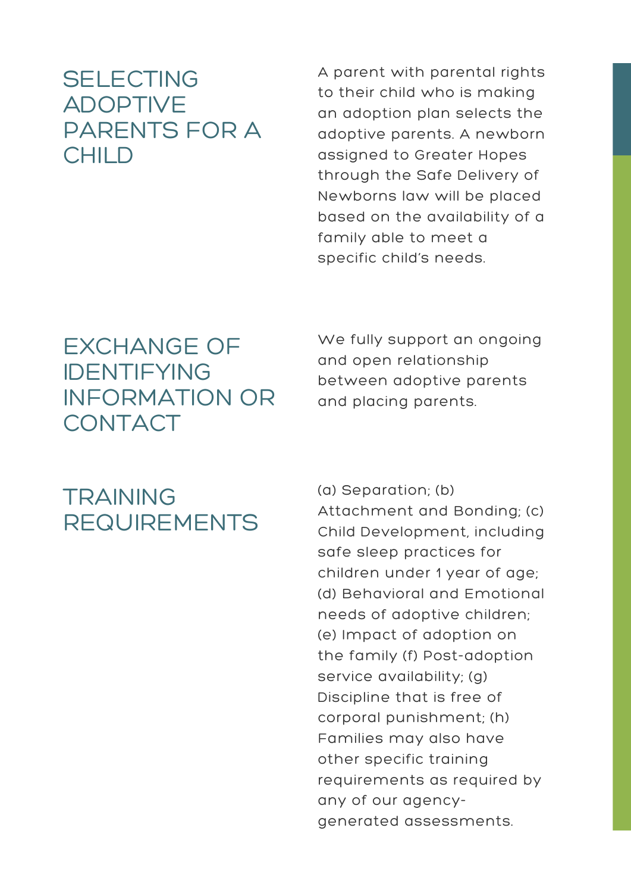## SELECTING ADOPTIVE PARENTS FOR A CHILD

A parent with parental rights to their child who is making an adoption plan selects the adoptive parents. A newborn assigned to Greater Hopes through the Safe Delivery of Newborns law will be placed based on the availability of a family able to meet a specific child's needs.

## EXCHANGE OF IDENTIFYING INFORMATION OR CONTACT

We fully support an ongoing and open relationship between adoptive parents and placing parents.

## TRAINING REQUIREMENTS

(a) Separation; (b) Attachment and Bonding; (c) Child Development, including safe sleep practices for children under 1 year of age; (d) Behavioral and Emotional needs of adoptive children; (e) Impact of adoption on the family (f) Post-adoption service availability; (g) Discipline that is free of corporal punishment; (h) Families may also have other specific training requirements as required by any of our agency-generated assessments.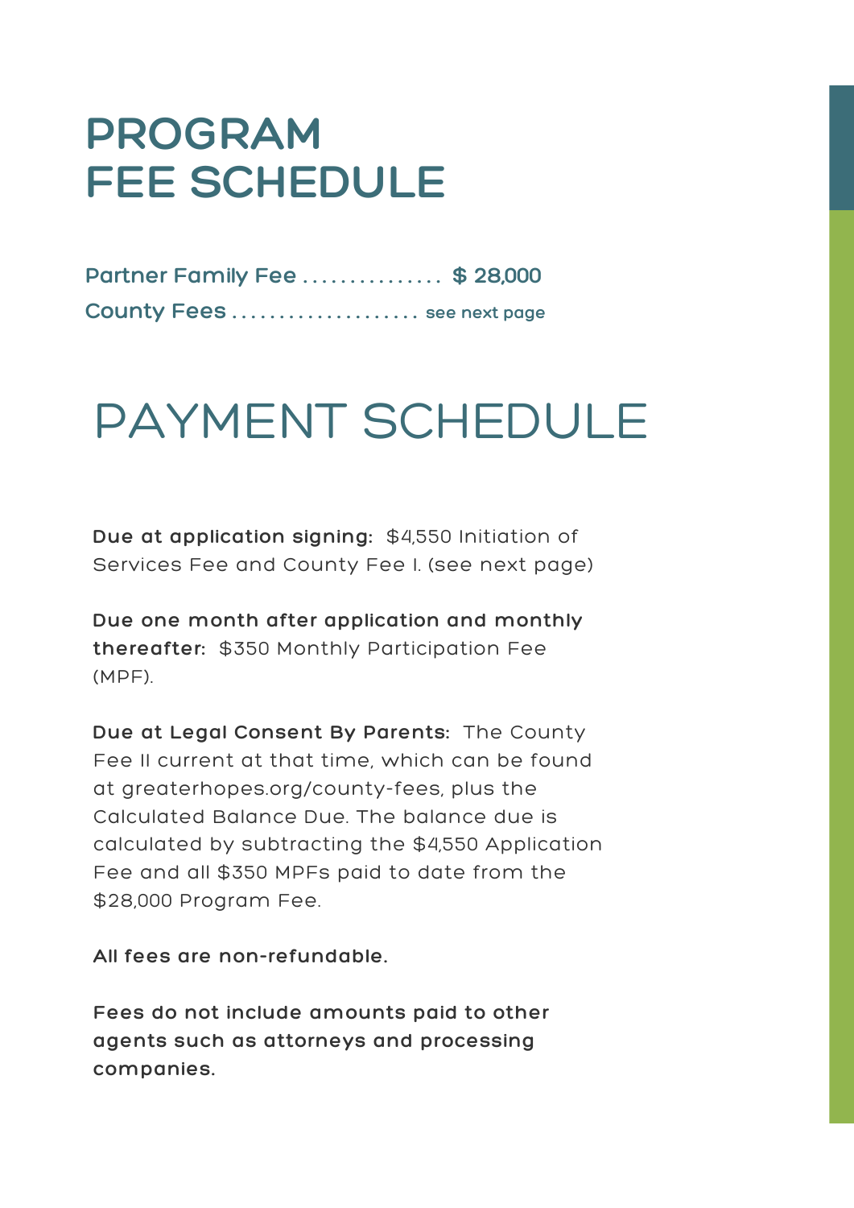# PROGRAM FEE SCHEDULE

**Partner Family Fee ............... $ 28,000**

**County Fees .................... see next page**

# PAYMENT SCHEDULE

**Due at application signing:** $4,550 Initiation of Services Fee and County Fee I. (see next page)

**Due one month after application and monthly thereafter:** $350 Monthly Participation Fee (MPF).

**Due at Legal Consent By Parents:** The County Fee II current at that time, which can be found at greaterhopes.org/county-fees, plus the Calculated Balance Due. The balance due is calculated by subtracting the $4,550 Application Fee and all $350 MPFs paid to date from the $28,000 Program Fee.

**All fees are non-refundable.**

**Fees do not include amounts paid to other agents such as attorneys and processing companies.**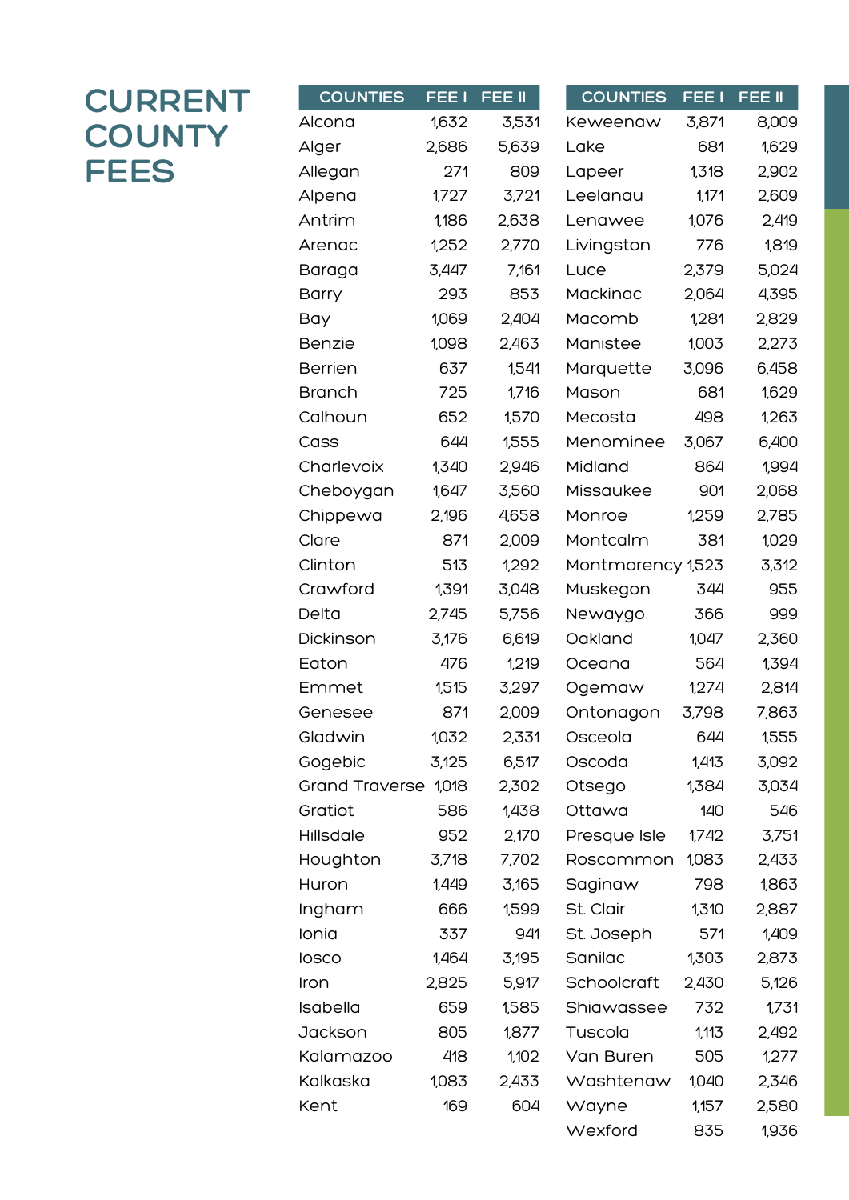# CURRENT COUNTY FEES

| COUNTIES | FEE I | FEE II |
|---|---|---|
| Alcona | 1,632 | 3,531 |
| Alger | 2,686 | 5,639 |
| Allegan | 271 | 809 |
| Alpena | 1,727 | 3,721 |
| Antrim | 1,186 | 2,638 |
| Arenac | 1,252 | 2,770 |
| Baraga | 3,447 | 7,161 |
| Barry | 293 | 853 |
| Bay | 1,069 | 2,404 |
| Benzie | 1,098 | 2,463 |
| Berrien | 637 | 1,541 |
| Branch | 725 | 1,716 |
| Calhoun | 652 | 1,570 |
| Cass | 644 | 1,555 |
| Charlevoix | 1,340 | 2,946 |
| Cheboygan | 1,647 | 3,560 |
| Chippewa | 2,196 | 4,658 |
| Clare | 871 | 2,009 |
| Clinton | 513 | 1,292 |
| Crawford | 1,391 | 3,048 |
| Delta | 2,745 | 5,756 |
| Dickinson | 3,176 | 6,619 |
| Eaton | 476 | 1,219 |
| Emmet | 1,515 | 3,297 |
| Genesee | 871 | 2,009 |
| Gladwin | 1,032 | 2,331 |
| Gogebic | 3,125 | 6,517 |
| Grand Traverse | 1,018 | 2,302 |
| Gratiot | 586 | 1,438 |
| Hillsdale | 952 | 2,170 |
| Houghton | 3,718 | 7,702 |
| Huron | 1,449 | 3,165 |
| Ingham | 666 | 1,599 |
| Ionia | 337 | 941 |
| Iosco | 1,464 | 3,195 |
| Iron | 2,825 | 5,917 |
| Isabella | 659 | 1,585 |
| Jackson | 805 | 1,877 |
| Kalamazoo | 418 | 1,102 |
| Kalkaska | 1,083 | 2,433 |
| Kent | 169 | 604 |

| COUNTIES | FEE I | FEE II |
|---|---|---|
| Keweenaw | 3,871 | 8,009 |
| Lake | 681 | 1,629 |
| Lapeer | 1,318 | 2,902 |
| Leelanau | 1,171 | 2,609 |
| Lenawee | 1,076 | 2,419 |
| Livingston | 776 | 1,819 |
| Luce | 2,379 | 5,024 |
| Mackinac | 2,064 | 4,395 |
| Macomb | 1,281 | 2,829 |
| Manistee | 1,003 | 2,273 |
| Marquette | 3,096 | 6,458 |
| Mason | 681 | 1,629 |
| Mecosta | 498 | 1,263 |
| Menominee | 3,067 | 6,400 |
| Midland | 864 | 1,994 |
| Missaukee | 901 | 2,068 |
| Monroe | 1,259 | 2,785 |
| Montcalm | 381 | 1,029 |
| Montmorency | 1,523 | 3,312 |
| Muskegon | 344 | 955 |
| Newaygo | 366 | 999 |
| Oakland | 1,047 | 2,360 |
| Oceana | 564 | 1,394 |
| Ogemaw | 1,274 | 2,814 |
| Ontonagon | 3,798 | 7,863 |
| Osceola | 644 | 1,555 |
| Oscoda | 1,413 | 3,092 |
| Otsego | 1,384 | 3,034 |
| Ottawa | 140 | 546 |
| Presque Isle | 1,742 | 3,751 |
| Roscommon | 1,083 | 2,433 |
| Saginaw | 798 | 1,863 |
| St. Clair | 1,310 | 2,887 |
| St. Joseph | 571 | 1,409 |
| Sanilac | 1,303 | 2,873 |
| Schoolcraft | 2,430 | 5,126 |
| Shiawassee | 732 | 1,731 |
| Tuscola | 1,113 | 2,492 |
| Van Buren | 505 | 1,277 |
| Washtenaw | 1,040 | 2,346 |
| Wayne | 1,157 | 2,580 |
| Wexford | 835 | 1,936 |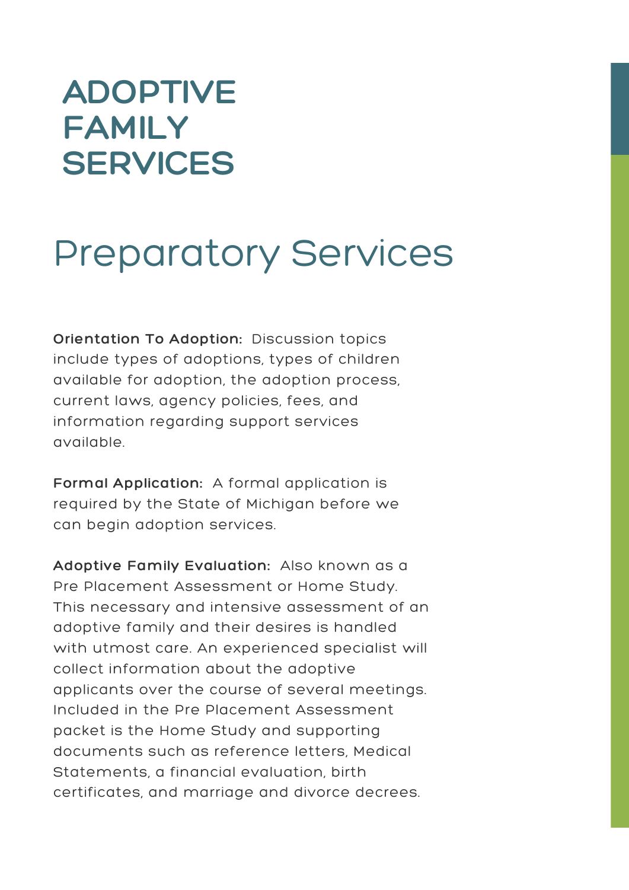# ADOPTIVE FAMILY SERVICES

## Preparatory Services

**Orientation To Adoption:** Discussion topics include types of adoptions, types of children available for adoption, the adoption process, current laws, agency policies, fees, and information regarding support services available.

**Formal Application:** A formal application is required by the State of Michigan before we can begin adoption services.

**Adoptive Family Evaluation:** Also known as a Pre Placement Assessment or Home Study. This necessary and intensive assessment of an adoptive family and their desires is handled with utmost care. An experienced specialist will collect information about the adoptive applicants over the course of several meetings. Included in the Pre Placement Assessment packet is the Home Study and supporting documents such as reference letters, Medical Statements, a financial evaluation, birth certificates, and marriage and divorce decrees.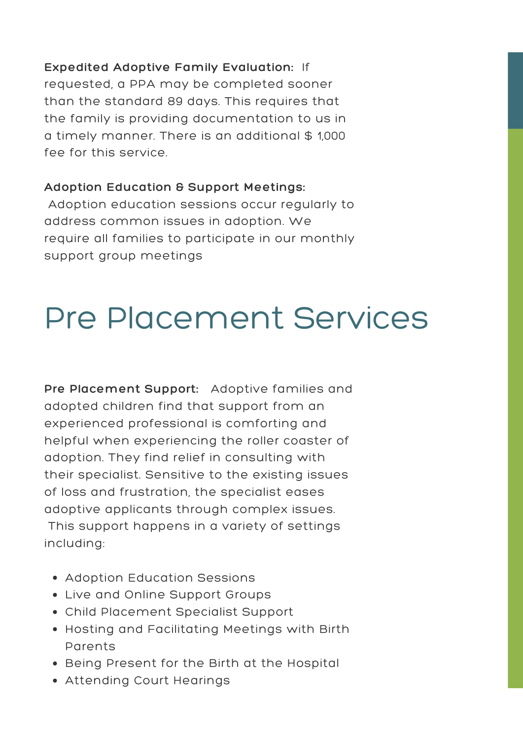**Expedited Adoptive Family Evaluation:** If requested, a PPA may be completed sooner than the standard 89 days. This requires that the family is providing documentation to us in a timely manner. There is an additional $ 1,000 fee for this service.

**Adoption Education & Support Meetings:** Adoption education sessions occur regularly to address common issues in adoption. We require all families to participate in our monthly support group meetings

# Pre Placement Services

**Pre Placement Support:** Adoptive families and adopted children find that support from an experienced professional is comforting and helpful when experiencing the roller coaster of adoption. They find relief in consulting with their specialist. Sensitive to the existing issues of loss and frustration, the specialist eases adoptive applicants through complex issues. This support happens in a variety of settings including:

- Adoption Education Sessions
- Live and Online Support Groups
- Child Placement Specialist Support
- Hosting and Facilitating Meetings with Birth Parents
- Being Present for the Birth at the Hospital
- Attending Court Hearings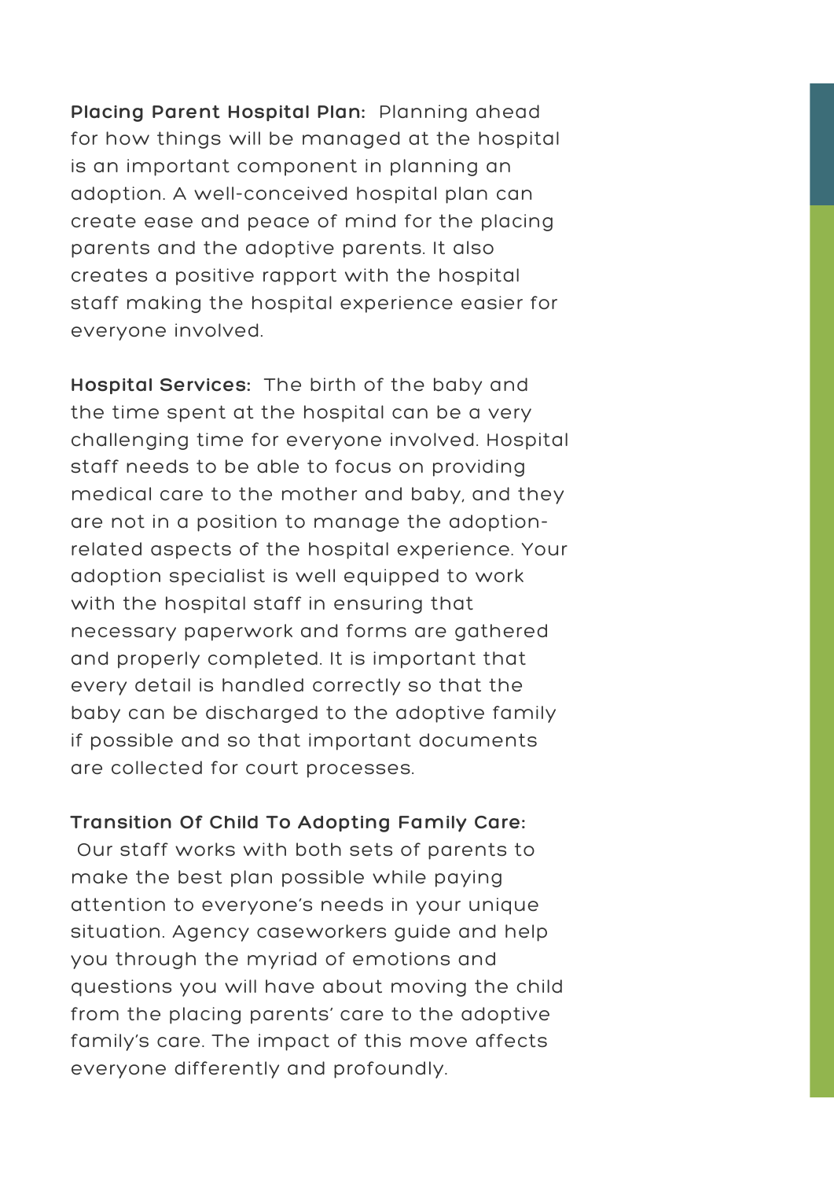**Placing Parent Hospital Plan:** Planning ahead for how things will be managed at the hospital is an important component in planning an adoption. A well-conceived hospital plan can create ease and peace of mind for the placing parents and the adoptive parents. It also creates a positive rapport with the hospital staff making the hospital experience easier for everyone involved.

**Hospital Services:** The birth of the baby and the time spent at the hospital can be a very challenging time for everyone involved. Hospital staff needs to be able to focus on providing medical care to the mother and baby, and they are not in a position to manage the adoption-related aspects of the hospital experience. Your adoption specialist is well equipped to work with the hospital staff in ensuring that necessary paperwork and forms are gathered and properly completed. It is important that every detail is handled correctly so that the baby can be discharged to the adoptive family if possible and so that important documents are collected for court processes.

**Transition Of Child To Adopting Family Care:** Our staff works with both sets of parents to make the best plan possible while paying attention to everyone's needs in your unique situation. Agency caseworkers guide and help you through the myriad of emotions and questions you will have about moving the child from the placing parents' care to the adoptive family's care. The impact of this move affects everyone differently and profoundly.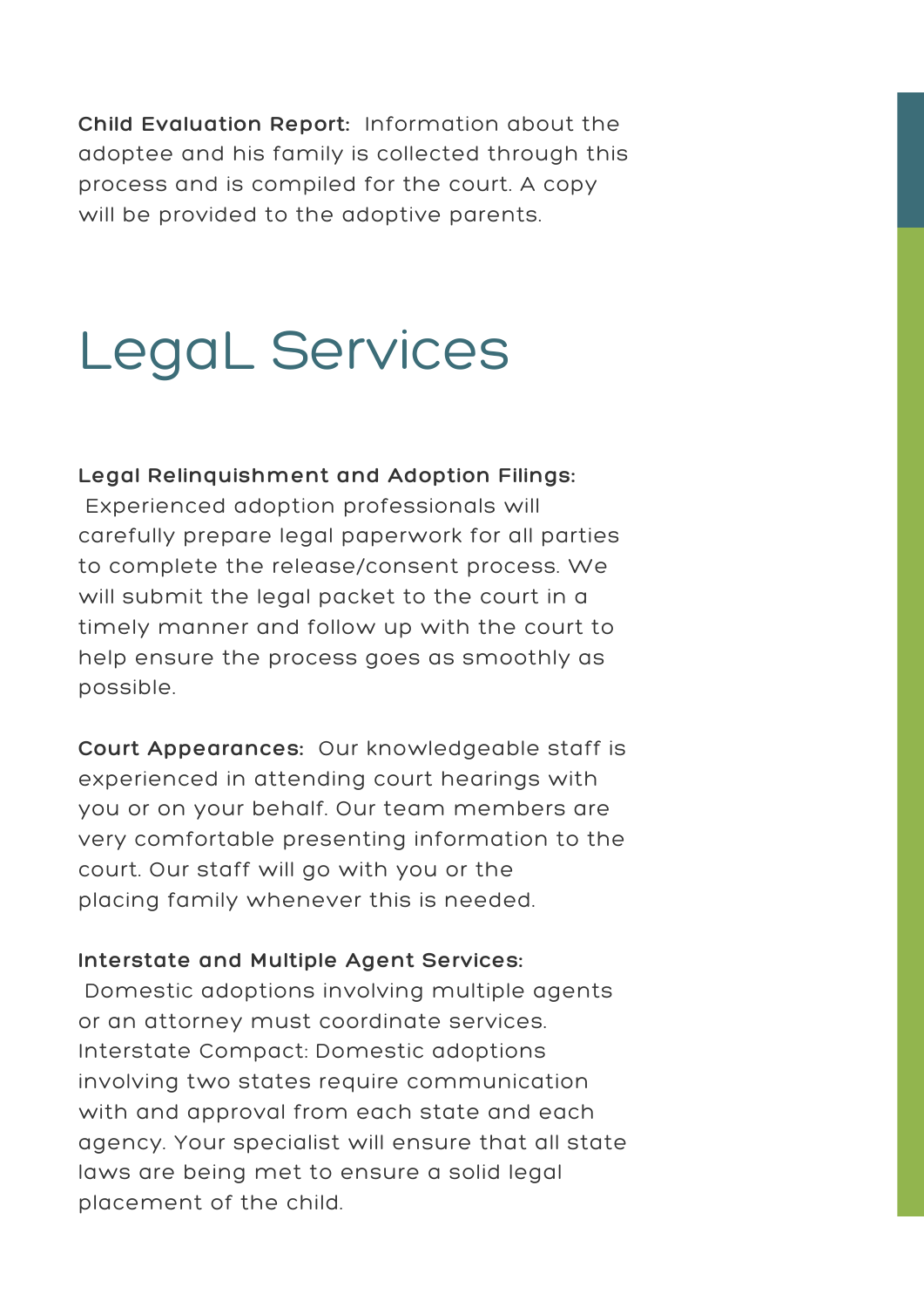**Child Evaluation Report:** Information about the adoptee and his family is collected through this process and is compiled for the court. A copy will be provided to the adoptive parents.

# LegaL Services

**Legal Relinquishment and Adoption Filings:** Experienced adoption professionals will carefully prepare legal paperwork for all parties to complete the release/consent process. We will submit the legal packet to the court in a timely manner and follow up with the court to help ensure the process goes as smoothly as possible.

**Court Appearances:** Our knowledgeable staff is experienced in attending court hearings with you or on your behalf. Our team members are very comfortable presenting information to the court. Our staff will go with you or the placing family whenever this is needed.

**Interstate and Multiple Agent Services:** Domestic adoptions involving multiple agents or an attorney must coordinate services. Interstate Compact: Domestic adoptions involving two states require communication with and approval from each state and each agency. Your specialist will ensure that all state laws are being met to ensure a solid legal placement of the child.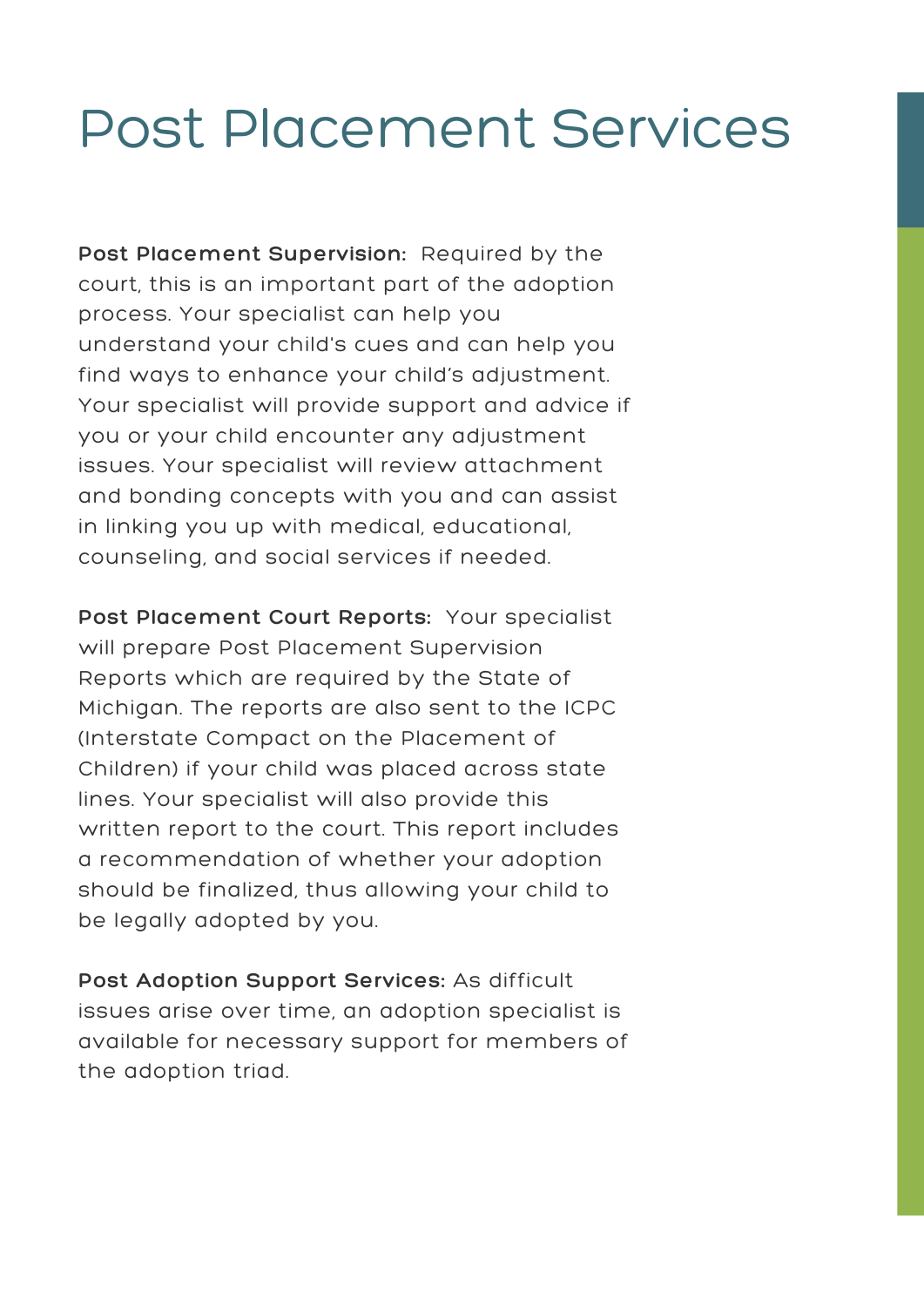# Post Placement Services

**Post Placement Supervision:** Required by the court, this is an important part of the adoption process. Your specialist can help you understand your child's cues and can help you find ways to enhance your child's adjustment. Your specialist will provide support and advice if you or your child encounter any adjustment issues. Your specialist will review attachment and bonding concepts with you and can assist in linking you up with medical, educational, counseling, and social services if needed.

**Post Placement Court Reports:** Your specialist will prepare Post Placement Supervision Reports which are required by the State of Michigan. The reports are also sent to the ICPC (Interstate Compact on the Placement of Children) if your child was placed across state lines. Your specialist will also provide this written report to the court. This report includes a recommendation of whether your adoption should be finalized, thus allowing your child to be legally adopted by you.

**Post Adoption Support Services:** As difficult issues arise over time, an adoption specialist is available for necessary support for members of the adoption triad.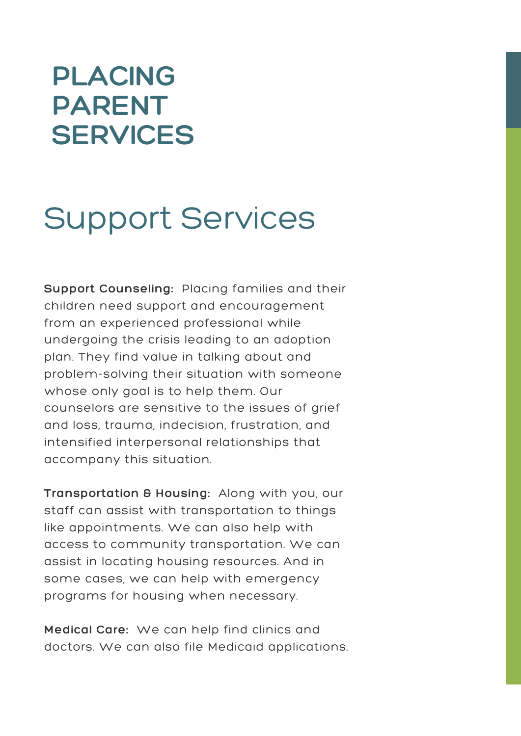# PLACING PARENT SERVICES

## Support Services

**Support Counseling:** Placing families and their children need support and encouragement from an experienced professional while undergoing the crisis leading to an adoption plan. They find value in talking about and problem-solving their situation with someone whose only goal is to help them. Our counselors are sensitive to the issues of grief and loss, trauma, indecision, frustration, and intensified interpersonal relationships that accompany this situation.

**Transportation & Housing:** Along with you, our staff can assist with transportation to things like appointments. We can also help with access to community transportation. We can assist in locating housing resources. And in some cases, we can help with emergency programs for housing when necessary.

**Medical Care:** We can help find clinics and doctors. We can also file Medicaid applications.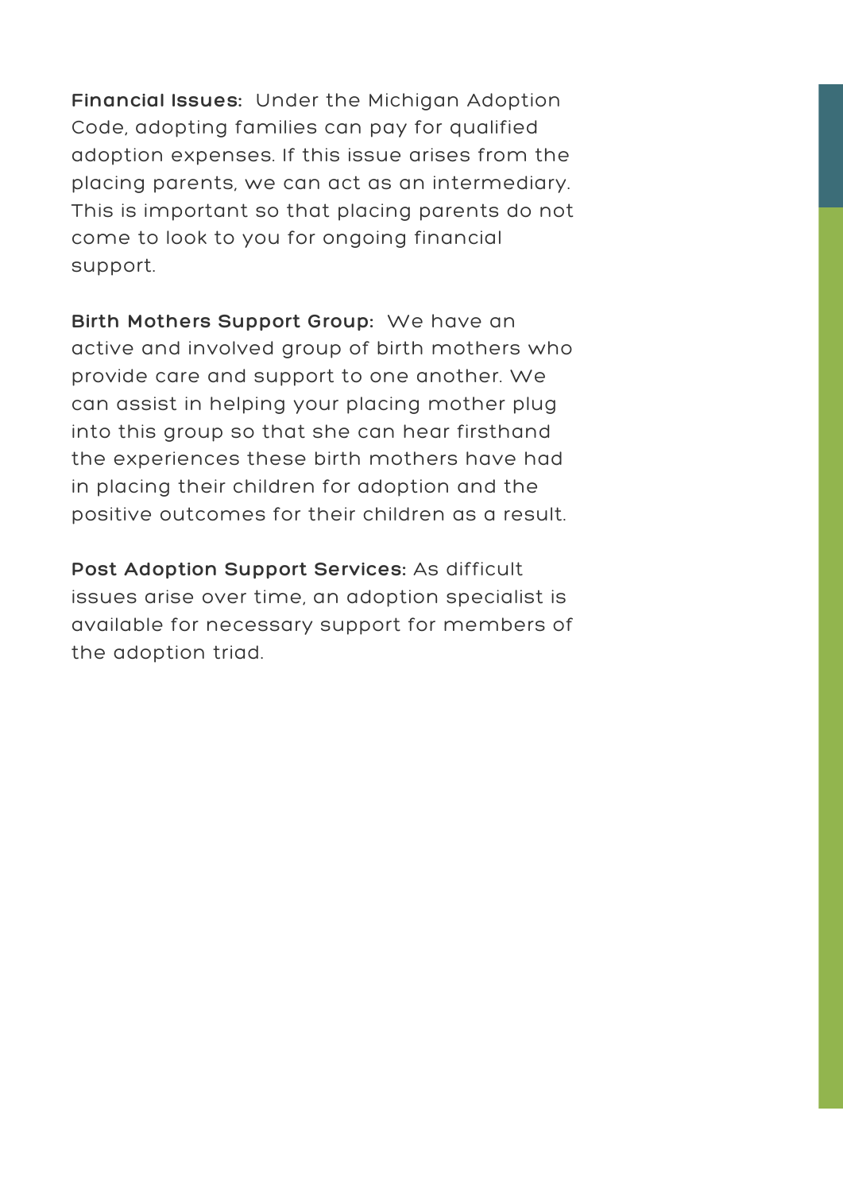**Financial Issues:** Under the Michigan Adoption Code, adopting families can pay for qualified adoption expenses. If this issue arises from the placing parents, we can act as an intermediary. This is important so that placing parents do not come to look to you for ongoing financial support.

**Birth Mothers Support Group:** We have an active and involved group of birth mothers who provide care and support to one another. We can assist in helping your placing mother plug into this group so that she can hear firsthand the experiences these birth mothers have had in placing their children for adoption and the positive outcomes for their children as a result.

**Post Adoption Support Services:** As difficult issues arise over time, an adoption specialist is available for necessary support for members of the adoption triad.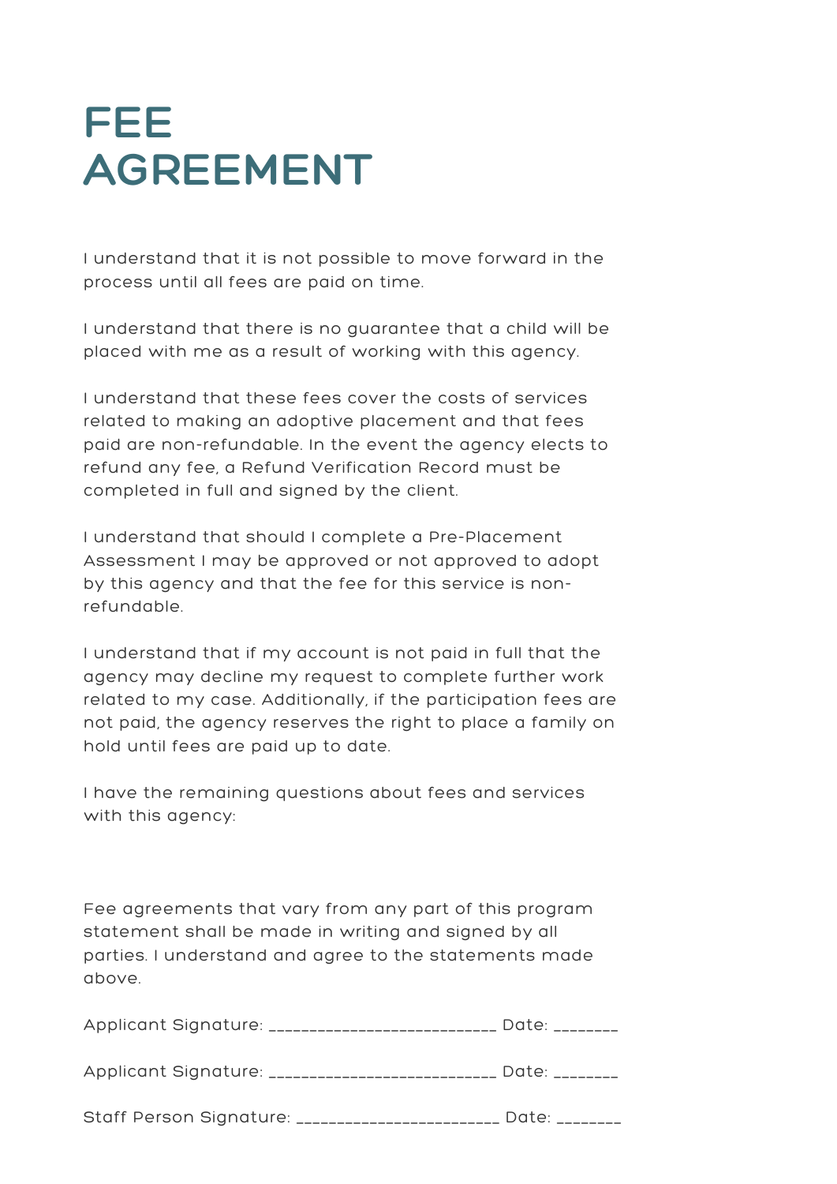# FEE AGREEMENT

I understand that it is not possible to move forward in the process until all fees are paid on time.

I understand that there is no guarantee that a child will be placed with me as a result of working with this agency.

I understand that these fees cover the costs of services related to making an adoptive placement and that fees paid are non-refundable. In the event the agency elects to refund any fee, a Refund Verification Record must be completed in full and signed by the client.

I understand that should I complete a Pre-Placement Assessment I may be approved or not approved to adopt by this agency and that the fee for this service is non-refundable.

I understand that if my account is not paid in full that the agency may decline my request to complete further work related to my case. Additionally, if the participation fees are not paid, the agency reserves the right to place a family on hold until fees are paid up to date.

I have the remaining questions about fees and services with this agency:

Fee agreements that vary from any part of this program statement shall be made in writing and signed by all parties. I understand and agree to the statements made above.

Applicant Signature: __________________________ Date: _______

Applicant Signature: __________________________ Date: _______

Staff Person Signature: _______________________ Date: _______